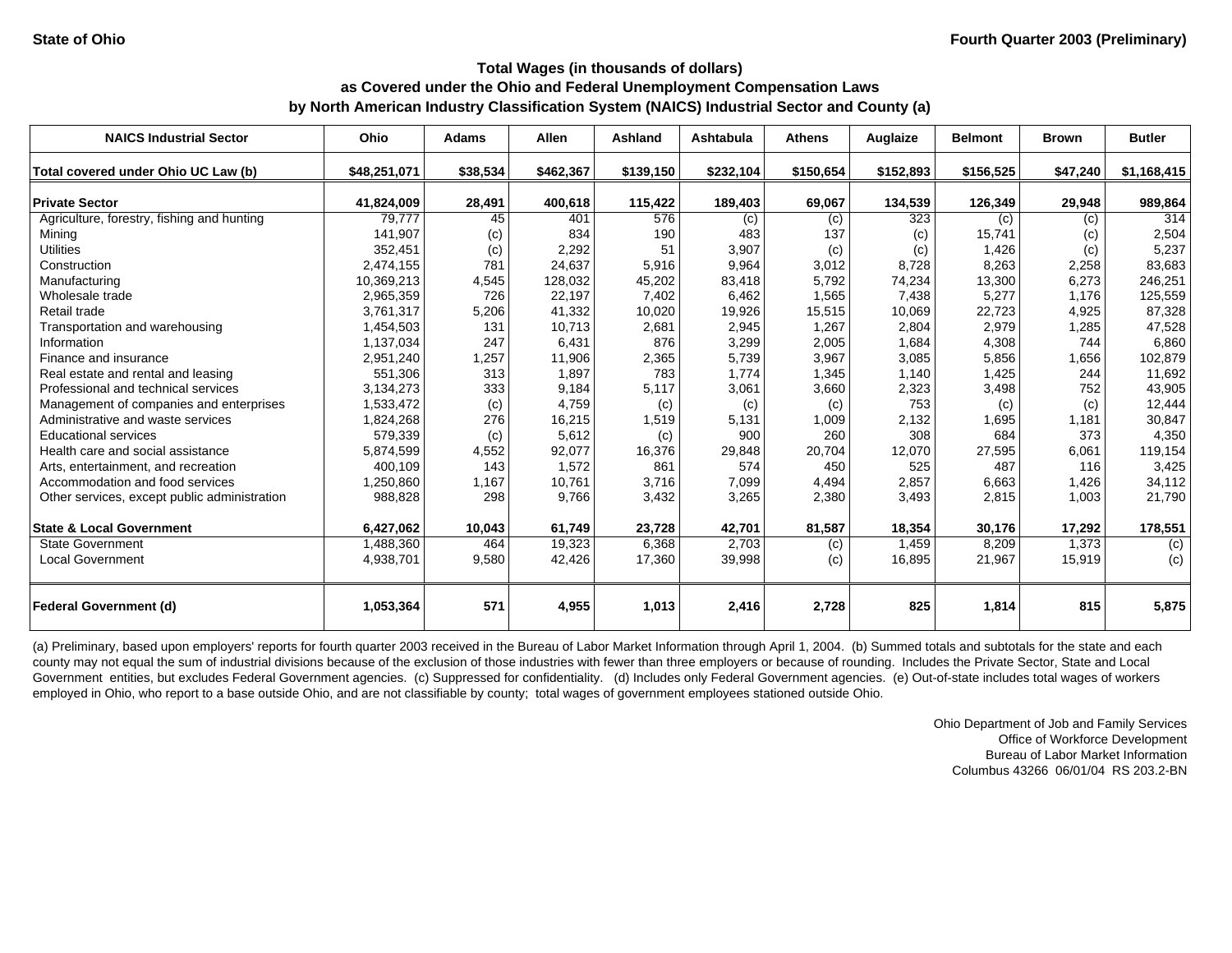State of Ohio

Fourth Quarter 2003 (Preliminary)

# Total Wages (in thousands of dollars)
## as Covered under the Ohio and Federal Unemployment Compensation Laws
## by North American Industry Classification System (NAICS) Industrial Sector and County (a)

| NAICS Industrial Sector | Ohio | Adams | Allen | Ashland | Ashtabula | Athens | Auglaize | Belmont | Brown | Butler |
|---|---|---|---|---|---|---|---|---|---|---|
| **Total covered under Ohio UC Law (b)** | **$48,251,071** | **$38,534** | **$462,367** | **$139,150** | **$232,104** | **$150,654** | **$152,893** | **$156,525** | **$47,240** | **$1,168,415** |
| **Private Sector** | **41,824,009** | **28,491** | **400,618** | **115,422** | **189,403** | **69,067** | **134,539** | **126,349** | **29,948** | **989,864** |
| Agriculture, forestry, fishing and hunting | 79,777 | 45 | 401 | 576 | (c) | (c) | 323 | (c) | (c) | 314 |
| Mining | 141,907 | (c) | 834 | 190 | 483 | 137 | (c) | 15,741 | (c) | 2,504 |
| Utilities | 352,451 | (c) | 2,292 | 51 | 3,907 | (c) | (c) | 1,426 | (c) | 5,237 |
| Construction | 2,474,155 | 781 | 24,637 | 5,916 | 9,964 | 3,012 | 8,728 | 8,263 | 2,258 | 83,683 |
| Manufacturing | 10,369,213 | 4,545 | 128,032 | 45,202 | 83,418 | 5,792 | 74,234 | 13,300 | 6,273 | 246,251 |
| Wholesale trade | 2,965,359 | 726 | 22,197 | 7,402 | 6,462 | 1,565 | 7,438 | 5,277 | 1,176 | 125,559 |
| Retail trade | 3,761,317 | 5,206 | 41,332 | 10,020 | 19,926 | 15,515 | 10,069 | 22,723 | 4,925 | 87,328 |
| Transportation and warehousing | 1,454,503 | 131 | 10,713 | 2,681 | 2,945 | 1,267 | 2,804 | 2,979 | 1,285 | 47,528 |
| Information | 1,137,034 | 247 | 6,431 | 876 | 3,299 | 2,005 | 1,684 | 4,308 | 744 | 6,860 |
| Finance and insurance | 2,951,240 | 1,257 | 11,906 | 2,365 | 5,739 | 3,967 | 3,085 | 5,856 | 1,656 | 102,879 |
| Real estate and rental and leasing | 551,306 | 313 | 1,897 | 783 | 1,774 | 1,345 | 1,140 | 1,425 | 244 | 11,692 |
| Professional and technical services | 3,134,273 | 333 | 9,184 | 5,117 | 3,061 | 3,660 | 2,323 | 3,498 | 752 | 43,905 |
| Management of companies and enterprises | 1,533,472 | (c) | 4,759 | (c) | (c) | (c) | 753 | (c) | (c) | 12,444 |
| Administrative and waste services | 1,824,268 | 276 | 16,215 | 1,519 | 5,131 | 1,009 | 2,132 | 1,695 | 1,181 | 30,847 |
| Educational services | 579,339 | (c) | 5,612 | (c) | 900 | 260 | 308 | 684 | 373 | 4,350 |
| Health care and social assistance | 5,874,599 | 4,552 | 92,077 | 16,376 | 29,848 | 20,704 | 12,070 | 27,595 | 6,061 | 119,154 |
| Arts, entertainment, and recreation | 400,109 | 143 | 1,572 | 861 | 574 | 450 | 525 | 487 | 116 | 3,425 |
| Accommodation and food services | 1,250,860 | 1,167 | 10,761 | 3,716 | 7,099 | 4,494 | 2,857 | 6,663 | 1,426 | 34,112 |
| Other services, except public administration | 988,828 | 298 | 9,766 | 3,432 | 3,265 | 2,380 | 3,493 | 2,815 | 1,003 | 21,790 |
| **State & Local Government** | **6,427,062** | **10,043** | **61,749** | **23,728** | **42,701** | **81,587** | **18,354** | **30,176** | **17,292** | **178,551** |
| State Government | 1,488,360 | 464 | 19,323 | 6,368 | 2,703 | (c) | 1,459 | 8,209 | 1,373 | (c) |
| Local Government | 4,938,701 | 9,580 | 42,426 | 17,360 | 39,998 | (c) | 16,895 | 21,967 | 15,919 | (c) |
| **Federal Government (d)** | **1,053,364** | **571** | **4,955** | **1,013** | **2,416** | **2,728** | **825** | **1,814** | **815** | **5,875** |

(a) Preliminary, based upon employers' reports for fourth quarter 2003 received in the Bureau of Labor Market Information through April 1, 2004. (b) Summed totals and subtotals for the state and each county may not equal the sum of industrial divisions because of the exclusion of those industries with fewer than three employers or because of rounding. Includes the Private Sector, State and Local Government entities, but excludes Federal Government agencies. (c) Suppressed for confidentiality. (d) Includes only Federal Government agencies. (e) Out-of-state includes total wages of workers employed in Ohio, who report to a base outside Ohio, and are not classifiable by county; total wages of government employees stationed outside Ohio.

Ohio Department of Job and Family Services
Office of Workforce Development
Bureau of Labor Market Information
Columbus 43266 06/01/04 RS 203.2-BN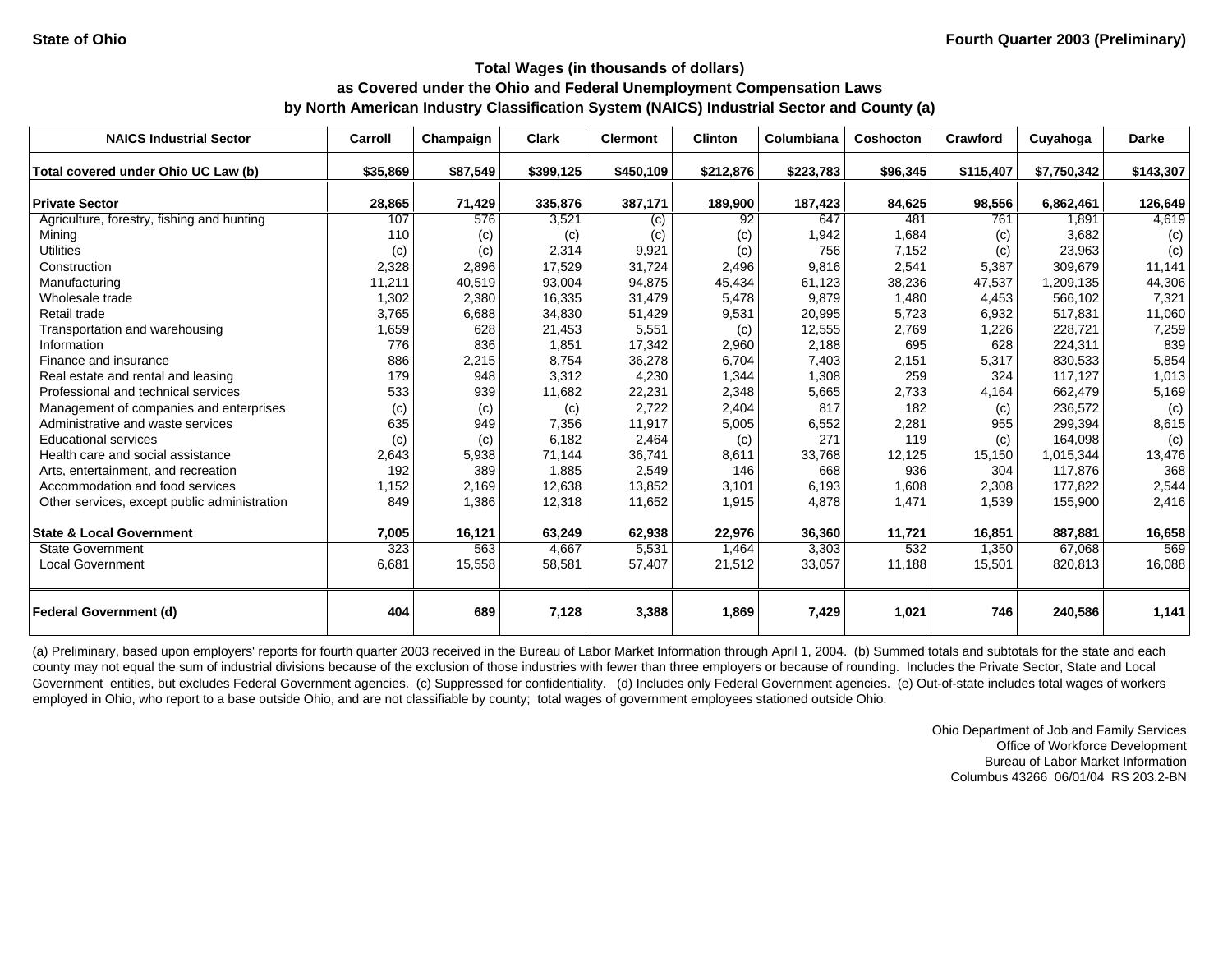State of Ohio | Fourth Quarter 2003 (Preliminary)

### Total Wages (in thousands of dollars)
### as Covered under the Ohio and Federal Unemployment Compensation Laws
### by North American Industry Classification System (NAICS) Industrial Sector and County (a)

| NAICS Industrial Sector | Carroll | Champaign | Clark | Clermont | Clinton | Columbiana | Coshocton | Crawford | Cuyahoga | Darke |
|---|---|---|---|---|---|---|---|---|---|---|
| **Total covered under Ohio UC Law (b)** | **$35,869** | **$87,549** | **$399,125** | **$450,109** | **$212,876** | **$223,783** | **$96,345** | **$115,407** | **$7,750,342** | **$143,307** |
| **Private Sector** | **28,865** | **71,429** | **335,876** | **387,171** | **189,900** | **187,423** | **84,625** | **98,556** | **6,862,461** | **126,649** |
| Agriculture, forestry, fishing and hunting | 107 | 576 | 3,521 | (c) | 92 | 647 | 481 | 761 | 1,891 | 4,619 |
| Mining | 110 | (c) | (c) | (c) | (c) | 1,942 | 1,684 | (c) | 3,682 | (c) |
| Utilities | (c) | (c) | 2,314 | 9,921 | (c) | 756 | 7,152 | (c) | 23,963 | (c) |
| Construction | 2,328 | 2,896 | 17,529 | 31,724 | 2,496 | 9,816 | 2,541 | 5,387 | 309,679 | 11,141 |
| Manufacturing | 11,211 | 40,519 | 93,004 | 94,875 | 45,434 | 61,123 | 38,236 | 47,537 | 1,209,135 | 44,306 |
| Wholesale trade | 1,302 | 2,380 | 16,335 | 31,479 | 5,478 | 9,879 | 1,480 | 4,453 | 566,102 | 7,321 |
| Retail trade | 3,765 | 6,688 | 34,830 | 51,429 | 9,531 | 20,995 | 5,723 | 6,932 | 517,831 | 11,060 |
| Transportation and warehousing | 1,659 | 628 | 21,453 | 5,551 | (c) | 12,555 | 2,769 | 1,226 | 228,721 | 7,259 |
| Information | 776 | 836 | 1,851 | 17,342 | 2,960 | 2,188 | 695 | 628 | 224,311 | 839 |
| Finance and insurance | 886 | 2,215 | 8,754 | 36,278 | 6,704 | 7,403 | 2,151 | 5,317 | 830,533 | 5,854 |
| Real estate and rental and leasing | 179 | 948 | 3,312 | 4,230 | 1,344 | 1,308 | 259 | 324 | 117,127 | 1,013 |
| Professional and technical services | 533 | 939 | 11,682 | 22,231 | 2,348 | 5,665 | 2,733 | 4,164 | 662,479 | 5,169 |
| Management of companies and enterprises | (c) | (c) | (c) | 2,722 | 2,404 | 817 | 182 | (c) | 236,572 | (c) |
| Administrative and waste services | 635 | 949 | 7,356 | 11,917 | 5,005 | 6,552 | 2,281 | 955 | 299,394 | 8,615 |
| Educational services | (c) | (c) | 6,182 | 2,464 | (c) | 271 | 119 | (c) | 164,098 | (c) |
| Health care and social assistance | 2,643 | 5,938 | 71,144 | 36,741 | 8,611 | 33,768 | 12,125 | 15,150 | 1,015,344 | 13,476 |
| Arts, entertainment, and recreation | 192 | 389 | 1,885 | 2,549 | 146 | 668 | 936 | 304 | 117,876 | 368 |
| Accommodation and food services | 1,152 | 2,169 | 12,638 | 13,852 | 3,101 | 6,193 | 1,608 | 2,308 | 177,822 | 2,544 |
| Other services, except public administration | 849 | 1,386 | 12,318 | 11,652 | 1,915 | 4,878 | 1,471 | 1,539 | 155,900 | 2,416 |
| **State & Local Government** | **7,005** | **16,121** | **63,249** | **62,938** | **22,976** | **36,360** | **11,721** | **16,851** | **887,881** | **16,658** |
| State Government | 323 | 563 | 4,667 | 5,531 | 1,464 | 3,303 | 532 | 1,350 | 67,068 | 569 |
| Local Government | 6,681 | 15,558 | 58,581 | 57,407 | 21,512 | 33,057 | 11,188 | 15,501 | 820,813 | 16,088 |
| **Federal Government (d)** | **404** | **689** | **7,128** | **3,388** | **1,869** | **7,429** | **1,021** | **746** | **240,586** | **1,141** |

(a) Preliminary, based upon employers' reports for fourth quarter 2003 received in the Bureau of Labor Market Information through April 1, 2004. (b) Summed totals and subtotals for the state and each county may not equal the sum of industrial divisions because of the exclusion of those industries with fewer than three employers or because of rounding. Includes the Private Sector, State and Local Government entities, but excludes Federal Government agencies. (c) Suppressed for confidentiality. (d) Includes only Federal Government agencies. (e) Out-of-state includes total wages of workers employed in Ohio, who report to a base outside Ohio, and are not classifiable by county; total wages of government employees stationed outside Ohio.

Ohio Department of Job and Family Services
Office of Workforce Development
Bureau of Labor Market Information
Columbus 43266 06/01/04 RS 203.2-BN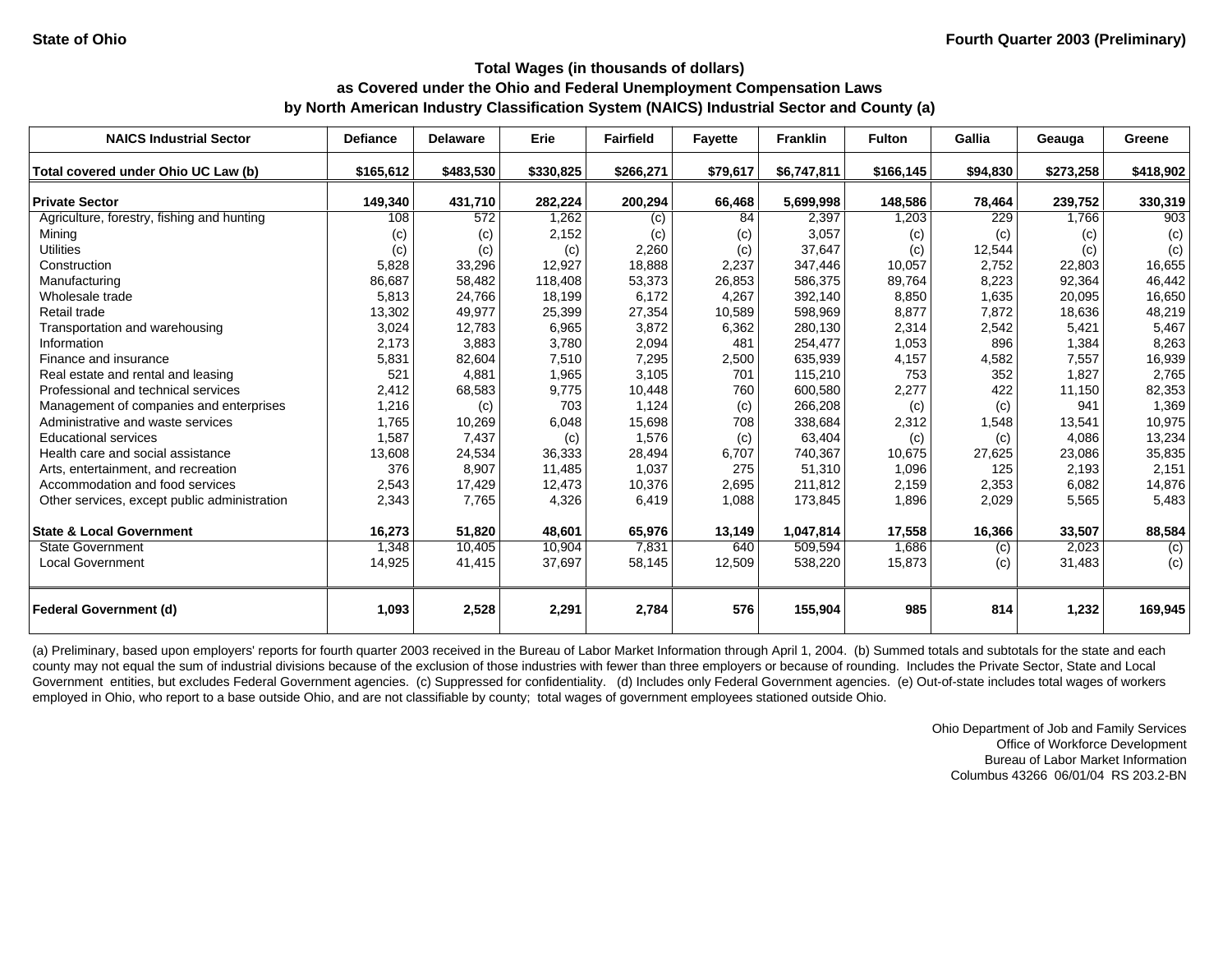State of Ohio

Fourth Quarter 2003 (Preliminary)

## Total Wages (in thousands of dollars) as Covered under the Ohio and Federal Unemployment Compensation Laws by North American Industry Classification System (NAICS) Industrial Sector and County (a)

| NAICS Industrial Sector | Defiance | Delaware | Erie | Fairfield | Fayette | Franklin | Fulton | Gallia | Geauga | Greene |
|---|---|---|---|---|---|---|---|---|---|---|
| **Total covered under Ohio UC Law (b)** | **$165,612** | **$483,530** | **$330,825** | **$266,271** | **$79,617** | **$6,747,811** | **$166,145** | **$94,830** | **$273,258** | **$418,902** |
| **Private Sector** | **149,340** | **431,710** | **282,224** | **200,294** | **66,468** | **5,699,998** | **148,586** | **78,464** | **239,752** | **330,319** |
| Agriculture, forestry, fishing and hunting | 108 | 572 | 1,262 | (c) | 84 | 2,397 | 1,203 | 229 | 1,766 | 903 |
| Mining | (c) | (c) | 2,152 | (c) | (c) | 3,057 | (c) | (c) | (c) | (c) |
| Utilities | (c) | (c) | (c) | 2,260 | (c) | 37,647 | (c) | 12,544 | (c) | (c) |
| Construction | 5,828 | 33,296 | 12,927 | 18,888 | 2,237 | 347,446 | 10,057 | 2,752 | 22,803 | 16,655 |
| Manufacturing | 86,687 | 58,482 | 118,408 | 53,373 | 26,853 | 586,375 | 89,764 | 8,223 | 92,364 | 46,442 |
| Wholesale trade | 5,813 | 24,766 | 18,199 | 6,172 | 4,267 | 392,140 | 8,850 | 1,635 | 20,095 | 16,650 |
| Retail trade | 13,302 | 49,977 | 25,399 | 27,354 | 10,589 | 598,969 | 8,877 | 7,872 | 18,636 | 48,219 |
| Transportation and warehousing | 3,024 | 12,783 | 6,965 | 3,872 | 6,362 | 280,130 | 2,314 | 2,542 | 5,421 | 5,467 |
| Information | 2,173 | 3,883 | 3,780 | 2,094 | 481 | 254,477 | 1,053 | 896 | 1,384 | 8,263 |
| Finance and insurance | 5,831 | 82,604 | 7,510 | 7,295 | 2,500 | 635,939 | 4,157 | 4,582 | 7,557 | 16,939 |
| Real estate and rental and leasing | 521 | 4,881 | 1,965 | 3,105 | 701 | 115,210 | 753 | 352 | 1,827 | 2,765 |
| Professional and technical services | 2,412 | 68,583 | 9,775 | 10,448 | 760 | 600,580 | 2,277 | 422 | 11,150 | 82,353 |
| Management of companies and enterprises | 1,216 | (c) | 703 | 1,124 | (c) | 266,208 | (c) | (c) | 941 | 1,369 |
| Administrative and waste services | 1,765 | 10,269 | 6,048 | 15,698 | 708 | 338,684 | 2,312 | 1,548 | 13,541 | 10,975 |
| Educational services | 1,587 | 7,437 | (c) | 1,576 | (c) | 63,404 | (c) | (c) | 4,086 | 13,234 |
| Health care and social assistance | 13,608 | 24,534 | 36,333 | 28,494 | 6,707 | 740,367 | 10,675 | 27,625 | 23,086 | 35,835 |
| Arts, entertainment, and recreation | 376 | 8,907 | 11,485 | 1,037 | 275 | 51,310 | 1,096 | 125 | 2,193 | 2,151 |
| Accommodation and food services | 2,543 | 17,429 | 12,473 | 10,376 | 2,695 | 211,812 | 2,159 | 2,353 | 6,082 | 14,876 |
| Other services, except public administration | 2,343 | 7,765 | 4,326 | 6,419 | 1,088 | 173,845 | 1,896 | 2,029 | 5,565 | 5,483 |
| **State & Local Government** | **16,273** | **51,820** | **48,601** | **65,976** | **13,149** | **1,047,814** | **17,558** | **16,366** | **33,507** | **88,584** |
| State Government | 1,348 | 10,405 | 10,904 | 7,831 | 640 | 509,594 | 1,686 | (c) | 2,023 | (c) |
| Local Government | 14,925 | 41,415 | 37,697 | 58,145 | 12,509 | 538,220 | 15,873 | (c) | 31,483 | (c) |
| **Federal Government (d)** | **1,093** | **2,528** | **2,291** | **2,784** | **576** | **155,904** | **985** | **814** | **1,232** | **169,945** |

(a) Preliminary, based upon employers' reports for fourth quarter 2003 received in the Bureau of Labor Market Information through April 1, 2004. (b) Summed totals and subtotals for the state and each county may not equal the sum of industrial divisions because of the exclusion of those industries with fewer than three employers or because of rounding. Includes the Private Sector, State and Local Government entities, but excludes Federal Government agencies. (c) Suppressed for confidentiality. (d) Includes only Federal Government agencies. (e) Out-of-state includes total wages of workers employed in Ohio, who report to a base outside Ohio, and are not classifiable by county; total wages of government employees stationed outside Ohio.

Ohio Department of Job and Family Services
Office of Workforce Development
Bureau of Labor Market Information
Columbus 43266 06/01/04 RS 203.2-BN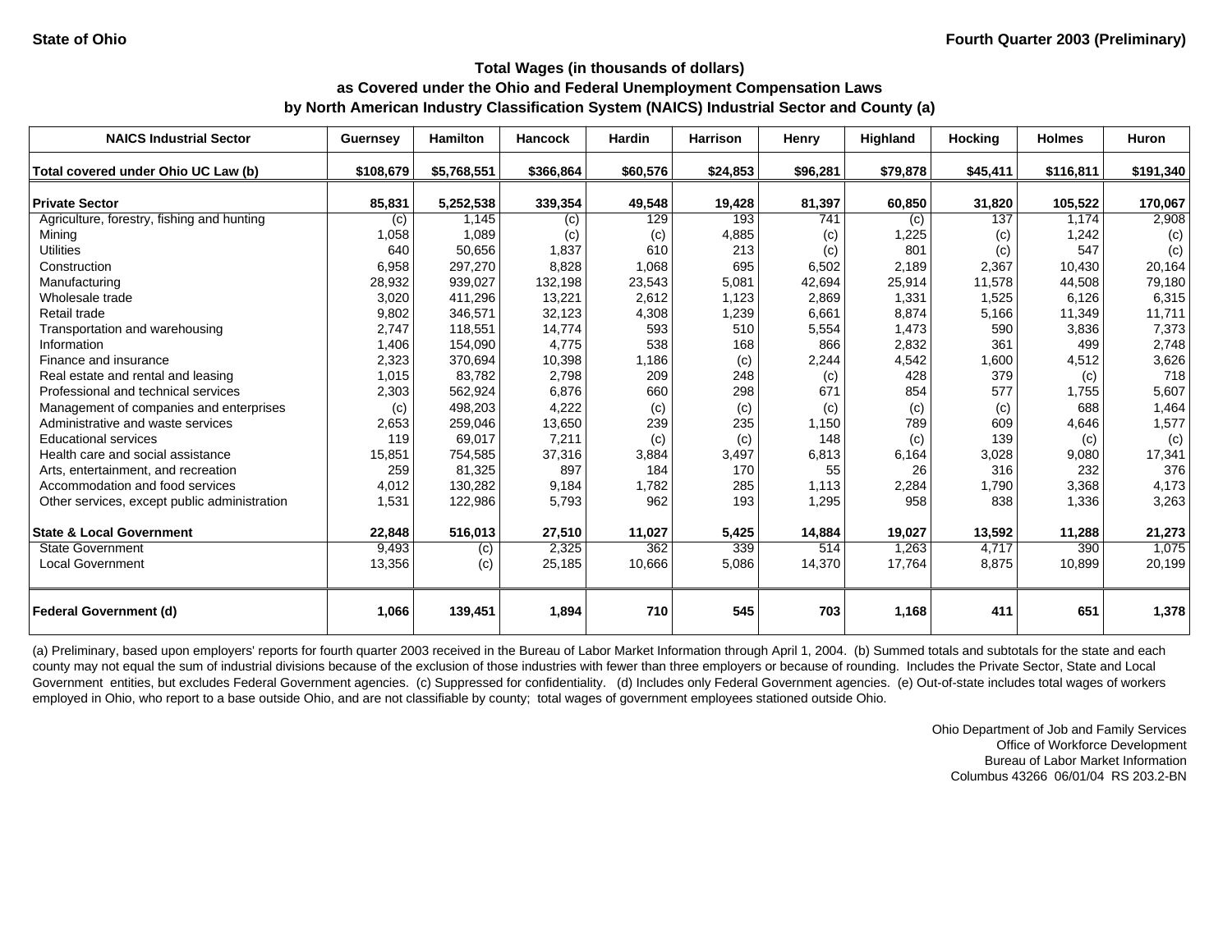State of Ohio

Fourth Quarter 2003 (Preliminary)

**Total Wages (in thousands of dollars)**
**as Covered under the Ohio and Federal Unemployment Compensation Laws**
**by North American Industry Classification System (NAICS) Industrial Sector and County (a)**

| NAICS Industrial Sector | Guernsey | Hamilton | Hancock | Hardin | Harrison | Henry | Highland | Hocking | Holmes | Huron |
|---|---|---|---|---|---|---|---|---|---|---|
| **Total covered under Ohio UC Law (b)** | **$108,679** | **$5,768,551** | **$366,864** | **$60,576** | **$24,853** | **$96,281** | **$79,878** | **$45,411** | **$116,811** | **$191,340** |
| **Private Sector** | **85,831** | **5,252,538** | **339,354** | **49,548** | **19,428** | **81,397** | **60,850** | **31,820** | **105,522** | **170,067** |
| Agriculture, forestry, fishing and hunting | (c) | 1,145 | (c) | 129 | 193 | 741 | (c) | 137 | 1,174 | 2,908 |
| Mining | 1,058 | 1,089 | (c) | (c) | 4,885 | (c) | 1,225 | (c) | 1,242 | (c) |
| Utilities | 640 | 50,656 | 1,837 | 610 | 213 | (c) | 801 | (c) | 547 | (c) |
| Construction | 6,958 | 297,270 | 8,828 | 1,068 | 695 | 6,502 | 2,189 | 2,367 | 10,430 | 20,164 |
| Manufacturing | 28,932 | 939,027 | 132,198 | 23,543 | 5,081 | 42,694 | 25,914 | 11,578 | 44,508 | 79,180 |
| Wholesale trade | 3,020 | 411,296 | 13,221 | 2,612 | 1,123 | 2,869 | 1,331 | 1,525 | 6,126 | 6,315 |
| Retail trade | 9,802 | 346,571 | 32,123 | 4,308 | 1,239 | 6,661 | 8,874 | 5,166 | 11,349 | 11,711 |
| Transportation and warehousing | 2,747 | 118,551 | 14,774 | 593 | 510 | 5,554 | 1,473 | 590 | 3,836 | 7,373 |
| Information | 1,406 | 154,090 | 4,775 | 538 | 168 | 866 | 2,832 | 361 | 499 | 2,748 |
| Finance and insurance | 2,323 | 370,694 | 10,398 | 1,186 | (c) | 2,244 | 4,542 | 1,600 | 4,512 | 3,626 |
| Real estate and rental and leasing | 1,015 | 83,782 | 2,798 | 209 | 248 | (c) | 428 | 379 | (c) | 718 |
| Professional and technical services | 2,303 | 562,924 | 6,876 | 660 | 298 | 671 | 854 | 577 | 1,755 | 5,607 |
| Management of companies and enterprises | (c) | 498,203 | 4,222 | (c) | (c) | (c) | (c) | (c) | 688 | 1,464 |
| Administrative and waste services | 2,653 | 259,046 | 13,650 | 239 | 235 | 1,150 | 789 | 609 | 4,646 | 1,577 |
| Educational services | 119 | 69,017 | 7,211 | (c) | (c) | 148 | (c) | 139 | (c) | (c) |
| Health care and social assistance | 15,851 | 754,585 | 37,316 | 3,884 | 3,497 | 6,813 | 6,164 | 3,028 | 9,080 | 17,341 |
| Arts, entertainment, and recreation | 259 | 81,325 | 897 | 184 | 170 | 55 | 26 | 316 | 232 | 376 |
| Accommodation and food services | 4,012 | 130,282 | 9,184 | 1,782 | 285 | 1,113 | 2,284 | 1,790 | 3,368 | 4,173 |
| Other services, except public administration | 1,531 | 122,986 | 5,793 | 962 | 193 | 1,295 | 958 | 838 | 1,336 | 3,263 |
| **State & Local Government** | **22,848** | **516,013** | **27,510** | **11,027** | **5,425** | **14,884** | **19,027** | **13,592** | **11,288** | **21,273** |
| State Government | 9,493 | (c) | 2,325 | 362 | 339 | 514 | 1,263 | 4,717 | 390 | 1,075 |
| Local Government | 13,356 | (c) | 25,185 | 10,666 | 5,086 | 14,370 | 17,764 | 8,875 | 10,899 | 20,199 |
| **Federal Government (d)** | **1,066** | **139,451** | **1,894** | **710** | **545** | **703** | **1,168** | **411** | **651** | **1,378** |

(a) Preliminary, based upon employers' reports for fourth quarter 2003 received in the Bureau of Labor Market Information through April 1, 2004. (b) Summed totals and subtotals for the state and each county may not equal the sum of industrial divisions because of the exclusion of those industries with fewer than three employers or because of rounding. Includes the Private Sector, State and Local Government entities, but excludes Federal Government agencies. (c) Suppressed for confidentiality. (d) Includes only Federal Government agencies. (e) Out-of-state includes total wages of workers employed in Ohio, who report to a base outside Ohio, and are not classifiable by county; total wages of government employees stationed outside Ohio.

Ohio Department of Job and Family Services
Office of Workforce Development
Bureau of Labor Market Information
Columbus 43266 06/01/04 RS 203.2-BN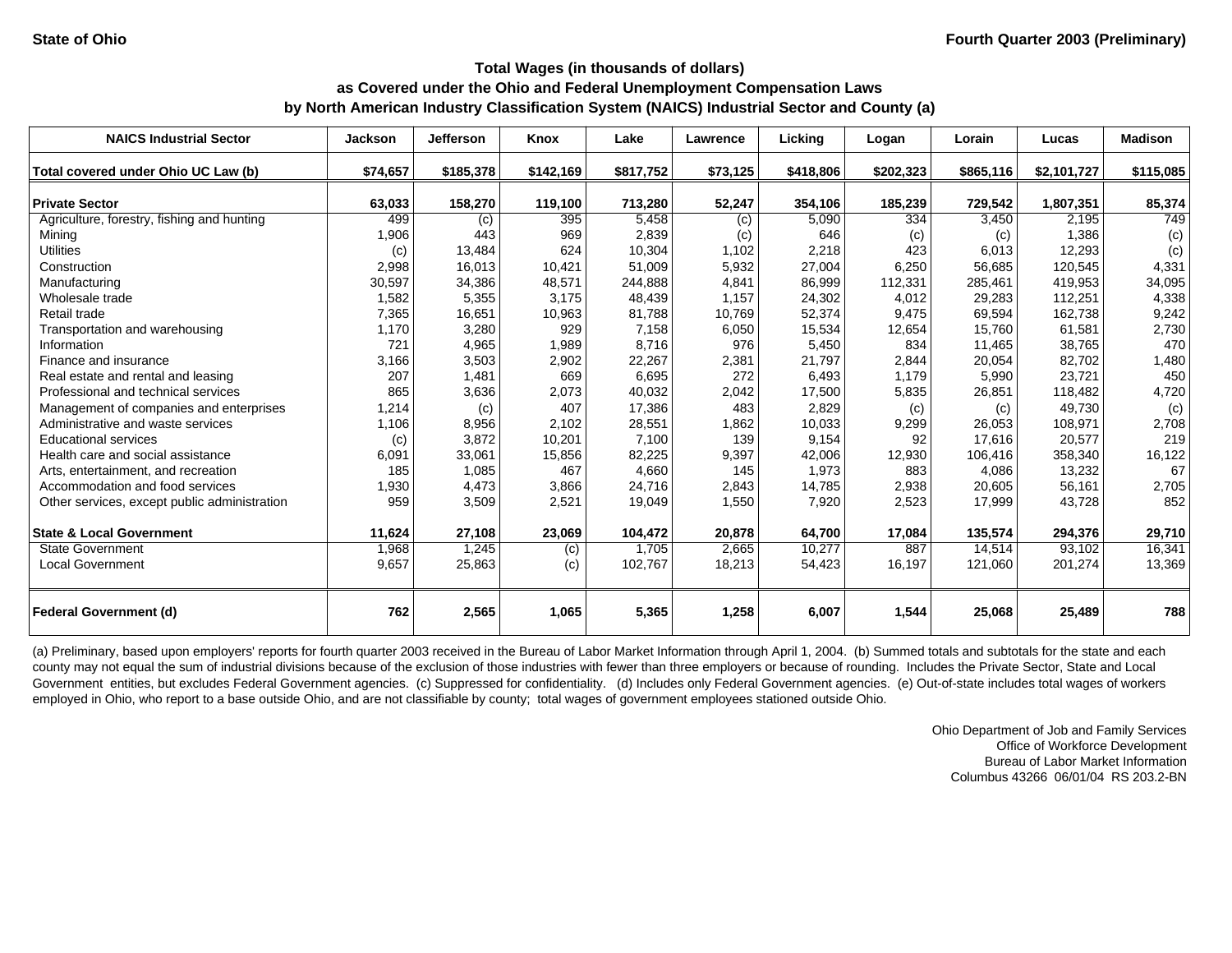State of Ohio | Fourth Quarter 2003 (Preliminary)

## Total Wages (in thousands of dollars) as Covered under the Ohio and Federal Unemployment Compensation Laws by North American Industry Classification System (NAICS) Industrial Sector and County (a)

| NAICS Industrial Sector | Jackson | Jefferson | Knox | Lake | Lawrence | Licking | Logan | Lorain | Lucas | Madison |
|---|---|---|---|---|---|---|---|---|---|---|
| **Total covered under Ohio UC Law (b)** | **$74,657** | **$185,378** | **$142,169** | **$817,752** | **$73,125** | **$418,806** | **$202,323** | **$865,116** | **$2,101,727** | **$115,085** |
| **Private Sector** | **63,033** | **158,270** | **119,100** | **713,280** | **52,247** | **354,106** | **185,239** | **729,542** | **1,807,351** | **85,374** |
| Agriculture, forestry, fishing and hunting | 499 | (c) | 395 | 5,458 | (c) | 5,090 | 334 | 3,450 | 2,195 | 749 |
| Mining | 1,906 | 443 | 969 | 2,839 | (c) | 646 | (c) | (c) | 1,386 | (c) |
| Utilities | (c) | 13,484 | 624 | 10,304 | 1,102 | 2,218 | 423 | 6,013 | 12,293 | (c) |
| Construction | 2,998 | 16,013 | 10,421 | 51,009 | 5,932 | 27,004 | 6,250 | 56,685 | 120,545 | 4,331 |
| Manufacturing | 30,597 | 34,386 | 48,571 | 244,888 | 4,841 | 86,999 | 112,331 | 285,461 | 419,953 | 34,095 |
| Wholesale trade | 1,582 | 5,355 | 3,175 | 48,439 | 1,157 | 24,302 | 4,012 | 29,283 | 112,251 | 4,338 |
| Retail trade | 7,365 | 16,651 | 10,963 | 81,788 | 10,769 | 52,374 | 9,475 | 69,594 | 162,738 | 9,242 |
| Transportation and warehousing | 1,170 | 3,280 | 929 | 7,158 | 6,050 | 15,534 | 12,654 | 15,760 | 61,581 | 2,730 |
| Information | 721 | 4,965 | 1,989 | 8,716 | 976 | 5,450 | 834 | 11,465 | 38,765 | 470 |
| Finance and insurance | 3,166 | 3,503 | 2,902 | 22,267 | 2,381 | 21,797 | 2,844 | 20,054 | 82,702 | 1,480 |
| Real estate and rental and leasing | 207 | 1,481 | 669 | 6,695 | 272 | 6,493 | 1,179 | 5,990 | 23,721 | 450 |
| Professional and technical services | 865 | 3,636 | 2,073 | 40,032 | 2,042 | 17,500 | 5,835 | 26,851 | 118,482 | 4,720 |
| Management of companies and enterprises | 1,214 | (c) | 407 | 17,386 | 483 | 2,829 | (c) | (c) | 49,730 | (c) |
| Administrative and waste services | 1,106 | 8,956 | 2,102 | 28,551 | 1,862 | 10,033 | 9,299 | 26,053 | 108,971 | 2,708 |
| Educational services | (c) | 3,872 | 10,201 | 7,100 | 139 | 9,154 | 92 | 17,616 | 20,577 | 219 |
| Health care and social assistance | 6,091 | 33,061 | 15,856 | 82,225 | 9,397 | 42,006 | 12,930 | 106,416 | 358,340 | 16,122 |
| Arts, entertainment, and recreation | 185 | 1,085 | 467 | 4,660 | 145 | 1,973 | 883 | 4,086 | 13,232 | 67 |
| Accommodation and food services | 1,930 | 4,473 | 3,866 | 24,716 | 2,843 | 14,785 | 2,938 | 20,605 | 56,161 | 2,705 |
| Other services, except public administration | 959 | 3,509 | 2,521 | 19,049 | 1,550 | 7,920 | 2,523 | 17,999 | 43,728 | 852 |
| **State & Local Government** | **11,624** | **27,108** | **23,069** | **104,472** | **20,878** | **64,700** | **17,084** | **135,574** | **294,376** | **29,710** |
| State Government | 1,968 | 1,245 | (c) | 1,705 | 2,665 | 10,277 | 887 | 14,514 | 93,102 | 16,341 |
| Local Government | 9,657 | 25,863 | (c) | 102,767 | 18,213 | 54,423 | 16,197 | 121,060 | 201,274 | 13,369 |
| **Federal Government (d)** | **762** | **2,565** | **1,065** | **5,365** | **1,258** | **6,007** | **1,544** | **25,068** | **25,489** | **788** |

(a) Preliminary, based upon employers' reports for fourth quarter 2003 received in the Bureau of Labor Market Information through April 1, 2004. (b) Summed totals and subtotals for the state and each county may not equal the sum of industrial divisions because of the exclusion of those industries with fewer than three employers or because of rounding. Includes the Private Sector, State and Local Government entities, but excludes Federal Government agencies. (c) Suppressed for confidentiality. (d) Includes only Federal Government agencies. (e) Out-of-state includes total wages of workers employed in Ohio, who report to a base outside Ohio, and are not classifiable by county; total wages of government employees stationed outside Ohio.

Ohio Department of Job and Family Services
Office of Workforce Development
Bureau of Labor Market Information
Columbus 43266 06/01/04 RS 203.2-BN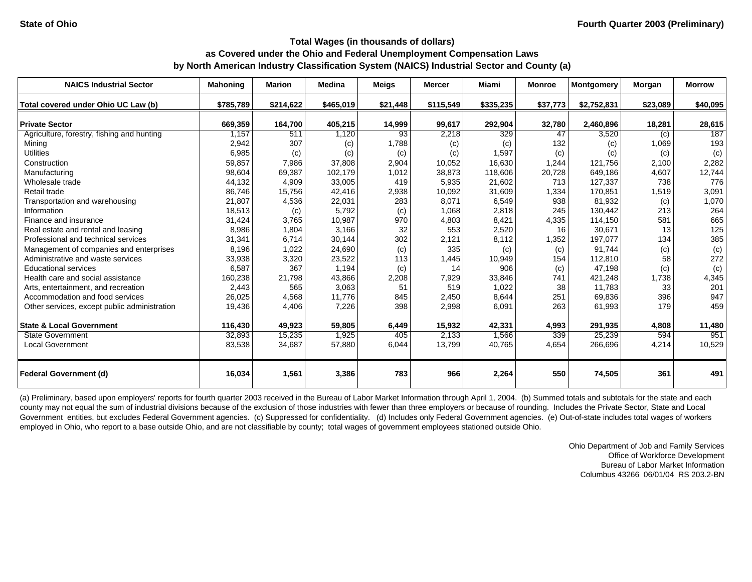State of Ohio

Fourth Quarter 2003 (Preliminary)

## Total Wages (in thousands of dollars)
## as Covered under the Ohio and Federal Unemployment Compensation Laws
## by North American Industry Classification System (NAICS) Industrial Sector and County (a)

| NAICS Industrial Sector | Mahoning | Marion | Medina | Meigs | Mercer | Miami | Monroe | Montgomery | Morgan | Morrow |
|---|---|---|---|---|---|---|---|---|---|---|
| **Total covered under Ohio UC Law (b)** | **$785,789** | **$214,622** | **$465,019** | **$21,448** | **$115,549** | **$335,235** | **$37,773** | **$2,752,831** | **$23,089** | **$40,095** |
| **Private Sector** | **669,359** | **164,700** | **405,215** | **14,999** | **99,617** | **292,904** | **32,780** | **2,460,896** | **18,281** | **28,615** |
| Agriculture, forestry, fishing and hunting | 1,157 | 511 | 1,120 | 93 | 2,218 | 329 | 47 | 3,520 | (c) | 187 |
| Mining | 2,942 | 307 | (c) | 1,788 | (c) | (c) | 132 | (c) | 1,069 | 193 |
| Utilities | 6,985 | (c) | (c) | (c) | (c) | 1,597 | (c) | (c) | (c) | (c) |
| Construction | 59,857 | 7,986 | 37,808 | 2,904 | 10,052 | 16,630 | 1,244 | 121,756 | 2,100 | 2,282 |
| Manufacturing | 98,604 | 69,387 | 102,179 | 1,012 | 38,873 | 118,606 | 20,728 | 649,186 | 4,607 | 12,744 |
| Wholesale trade | 44,132 | 4,909 | 33,005 | 419 | 5,935 | 21,602 | 713 | 127,337 | 738 | 776 |
| Retail trade | 86,746 | 15,756 | 42,416 | 2,938 | 10,092 | 31,609 | 1,334 | 170,851 | 1,519 | 3,091 |
| Transportation and warehousing | 21,807 | 4,536 | 22,031 | 283 | 8,071 | 6,549 | 938 | 81,932 | (c) | 1,070 |
| Information | 18,513 | (c) | 5,792 | (c) | 1,068 | 2,818 | 245 | 130,442 | 213 | 264 |
| Finance and insurance | 31,424 | 3,765 | 10,987 | 970 | 4,803 | 8,421 | 4,335 | 114,150 | 581 | 665 |
| Real estate and rental and leasing | 8,986 | 1,804 | 3,166 | 32 | 553 | 2,520 | 16 | 30,671 | 13 | 125 |
| Professional and technical services | 31,341 | 6,714 | 30,144 | 302 | 2,121 | 8,112 | 1,352 | 197,077 | 134 | 385 |
| Management of companies and enterprises | 8,196 | 1,022 | 24,690 | (c) | 335 | (c) | (c) | 91,744 | (c) | (c) |
| Administrative and waste services | 33,938 | 3,320 | 23,522 | 113 | 1,445 | 10,949 | 154 | 112,810 | 58 | 272 |
| Educational services | 6,587 | 367 | 1,194 | (c) | 14 | 906 | (c) | 47,198 | (c) | (c) |
| Health care and social assistance | 160,238 | 21,798 | 43,866 | 2,208 | 7,929 | 33,846 | 741 | 421,248 | 1,738 | 4,345 |
| Arts, entertainment, and recreation | 2,443 | 565 | 3,063 | 51 | 519 | 1,022 | 38 | 11,783 | 33 | 201 |
| Accommodation and food services | 26,025 | 4,568 | 11,776 | 845 | 2,450 | 8,644 | 251 | 69,836 | 396 | 947 |
| Other services, except public administration | 19,436 | 4,406 | 7,226 | 398 | 2,998 | 6,091 | 263 | 61,993 | 179 | 459 |
| **State & Local Government** | **116,430** | **49,923** | **59,805** | **6,449** | **15,932** | **42,331** | **4,993** | **291,935** | **4,808** | **11,480** |
| State Government | 32,893 | 15,235 | 1,925 | 405 | 2,133 | 1,566 | 339 | 25,239 | 594 | 951 |
| Local Government | 83,538 | 34,687 | 57,880 | 6,044 | 13,799 | 40,765 | 4,654 | 266,696 | 4,214 | 10,529 |
| **Federal Government (d)** | **16,034** | **1,561** | **3,386** | **783** | **966** | **2,264** | **550** | **74,505** | **361** | **491** |

(a) Preliminary, based upon employers' reports for fourth quarter 2003 received in the Bureau of Labor Market Information through April 1, 2004. (b) Summed totals and subtotals for the state and each county may not equal the sum of industrial divisions because of the exclusion of those industries with fewer than three employers or because of rounding. Includes the Private Sector, State and Local Government entities, but excludes Federal Government agencies. (c) Suppressed for confidentiality. (d) Includes only Federal Government agencies. (e) Out-of-state includes total wages of workers employed in Ohio, who report to a base outside Ohio, and are not classifiable by county; total wages of government employees stationed outside Ohio.

Ohio Department of Job and Family Services
Office of Workforce Development
Bureau of Labor Market Information
Columbus 43266 06/01/04 RS 203.2-BN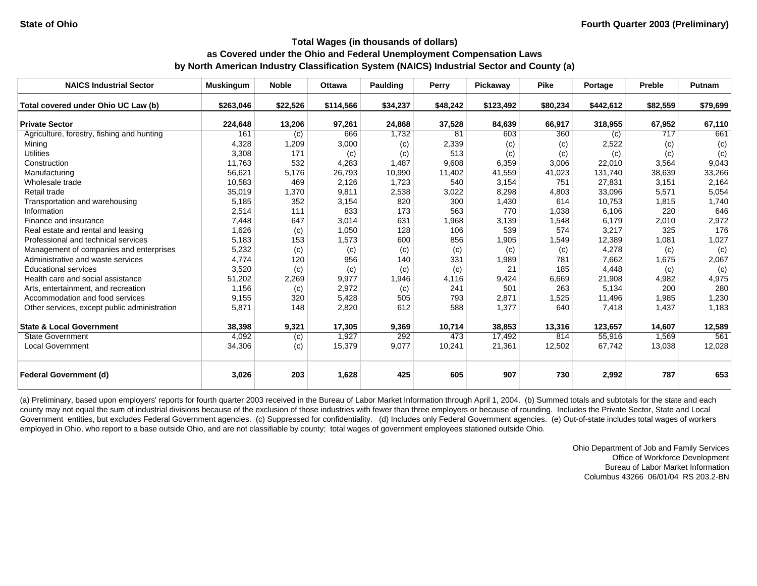State of Ohio

Fourth Quarter 2003 (Preliminary)

## Total Wages (in thousands of dollars)
## as Covered under the Ohio and Federal Unemployment Compensation Laws
## by North American Industry Classification System (NAICS) Industrial Sector and County (a)

| NAICS Industrial Sector | Muskingum | Noble | Ottawa | Paulding | Perry | Pickaway | Pike | Portage | Preble | Putnam |
|---|---|---|---|---|---|---|---|---|---|---|
| **Total covered under Ohio UC Law (b)** | **$263,046** | **$22,526** | **$114,566** | **$34,237** | **$48,242** | **$123,492** | **$80,234** | **$442,612** | **$82,559** | **$79,699** |
| **Private Sector** | **224,648** | **13,206** | **97,261** | **24,868** | **37,528** | **84,639** | **66,917** | **318,955** | **67,952** | **67,110** |
| Agriculture, forestry, fishing and hunting | 161 | (c) | 666 | 1,732 | 81 | 603 | 360 | (c) | 717 | 661 |
| Mining | 4,328 | 1,209 | 3,000 | (c) | 2,339 | (c) | (c) | 2,522 | (c) | (c) |
| Utilities | 3,308 | 171 | (c) | (c) | 513 | (c) | (c) | (c) | (c) | (c) |
| Construction | 11,763 | 532 | 4,283 | 1,487 | 9,608 | 6,359 | 3,006 | 22,010 | 3,564 | 9,043 |
| Manufacturing | 56,621 | 5,176 | 26,793 | 10,990 | 11,402 | 41,559 | 41,023 | 131,740 | 38,639 | 33,266 |
| Wholesale trade | 10,583 | 469 | 2,126 | 1,723 | 540 | 3,154 | 751 | 27,831 | 3,151 | 2,164 |
| Retail trade | 35,019 | 1,370 | 9,811 | 2,538 | 3,022 | 8,298 | 4,803 | 33,096 | 5,571 | 5,054 |
| Transportation and warehousing | 5,185 | 352 | 3,154 | 820 | 300 | 1,430 | 614 | 10,753 | 1,815 | 1,740 |
| Information | 2,514 | 111 | 833 | 173 | 563 | 770 | 1,038 | 6,106 | 220 | 646 |
| Finance and insurance | 7,448 | 647 | 3,014 | 631 | 1,968 | 3,139 | 1,548 | 6,179 | 2,010 | 2,972 |
| Real estate and rental and leasing | 1,626 | (c) | 1,050 | 128 | 106 | 539 | 574 | 3,217 | 325 | 176 |
| Professional and technical services | 5,183 | 153 | 1,573 | 600 | 856 | 1,905 | 1,549 | 12,389 | 1,081 | 1,027 |
| Management of companies and enterprises | 5,232 | (c) | (c) | (c) | (c) | (c) | (c) | 4,278 | (c) | (c) |
| Administrative and waste services | 4,774 | 120 | 956 | 140 | 331 | 1,989 | 781 | 7,662 | 1,675 | 2,067 |
| Educational services | 3,520 | (c) | (c) | (c) | (c) | 21 | 185 | 4,448 | (c) | (c) |
| Health care and social assistance | 51,202 | 2,269 | 9,977 | 1,946 | 4,116 | 9,424 | 6,669 | 21,908 | 4,982 | 4,975 |
| Arts, entertainment, and recreation | 1,156 | (c) | 2,972 | (c) | 241 | 501 | 263 | 5,134 | 200 | 280 |
| Accommodation and food services | 9,155 | 320 | 5,428 | 505 | 793 | 2,871 | 1,525 | 11,496 | 1,985 | 1,230 |
| Other services, except public administration | 5,871 | 148 | 2,820 | 612 | 588 | 1,377 | 640 | 7,418 | 1,437 | 1,183 |
| **State & Local Government** | **38,398** | **9,321** | **17,305** | **9,369** | **10,714** | **38,853** | **13,316** | **123,657** | **14,607** | **12,589** |
| State Government | 4,092 | (c) | 1,927 | 292 | 473 | 17,492 | 814 | 55,916 | 1,569 | 561 |
| Local Government | 34,306 | (c) | 15,379 | 9,077 | 10,241 | 21,361 | 12,502 | 67,742 | 13,038 | 12,028 |
| **Federal Government (d)** | **3,026** | **203** | **1,628** | **425** | **605** | **907** | **730** | **2,992** | **787** | **653** |

(a) Preliminary, based upon employers' reports for fourth quarter 2003 received in the Bureau of Labor Market Information through April 1, 2004. (b) Summed totals and subtotals for the state and each county may not equal the sum of industrial divisions because of the exclusion of those industries with fewer than three employers or because of rounding. Includes the Private Sector, State and Local Government entities, but excludes Federal Government agencies. (c) Suppressed for confidentiality. (d) Includes only Federal Government agencies. (e) Out-of-state includes total wages of workers employed in Ohio, who report to a base outside Ohio, and are not classifiable by county; total wages of government employees stationed outside Ohio.

Ohio Department of Job and Family Services
Office of Workforce Development
Bureau of Labor Market Information
Columbus 43266 06/01/04 RS 203.2-BN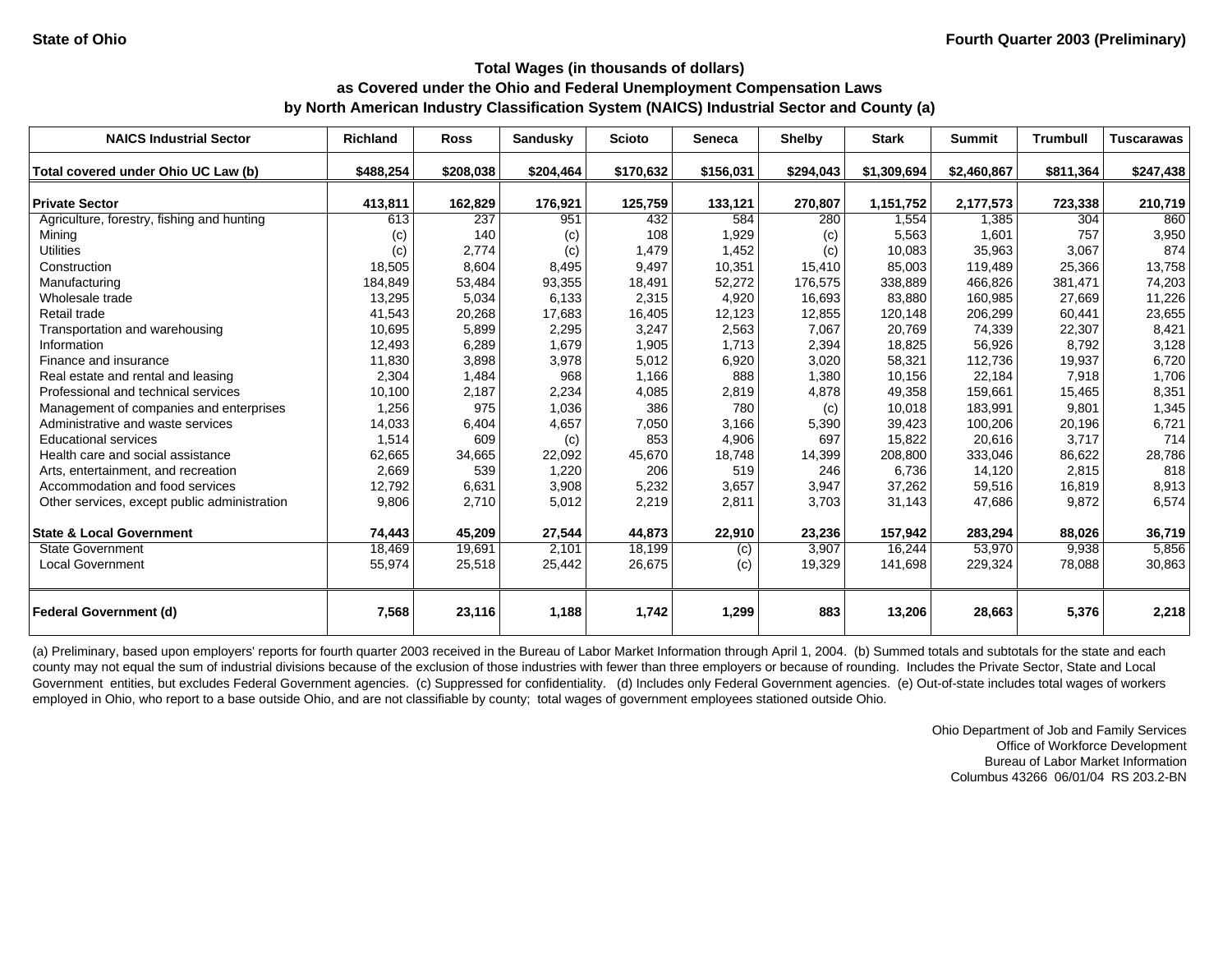State of Ohio | Fourth Quarter 2003 (Preliminary)

## Total Wages (in thousands of dollars)
## as Covered under the Ohio and Federal Unemployment Compensation Laws
## by North American Industry Classification System (NAICS) Industrial Sector and County (a)

| NAICS Industrial Sector | Richland | Ross | Sandusky | Scioto | Seneca | Shelby | Stark | Summit | Trumbull | Tuscarawas |
|---|---|---|---|---|---|---|---|---|---|---|
| **Total covered under Ohio UC Law (b)** | **$488,254** | **$208,038** | **$204,464** | **$170,632** | **$156,031** | **$294,043** | **$1,309,694** | **$2,460,867** | **$811,364** | **$247,438** |
| **Private Sector** | **413,811** | **162,829** | **176,921** | **125,759** | **133,121** | **270,807** | **1,151,752** | **2,177,573** | **723,338** | **210,719** |
| Agriculture, forestry, fishing and hunting | 613 | 237 | 951 | 432 | 584 | 280 | 1,554 | 1,385 | 304 | 860 |
| Mining | (c) | 140 | (c) | 108 | 1,929 | (c) | 5,563 | 1,601 | 757 | 3,950 |
| Utilities | (c) | 2,774 | (c) | 1,479 | 1,452 | (c) | 10,083 | 35,963 | 3,067 | 874 |
| Construction | 18,505 | 8,604 | 8,495 | 9,497 | 10,351 | 15,410 | 85,003 | 119,489 | 25,366 | 13,758 |
| Manufacturing | 184,849 | 53,484 | 93,355 | 18,491 | 52,272 | 176,575 | 338,889 | 466,826 | 381,471 | 74,203 |
| Wholesale trade | 13,295 | 5,034 | 6,133 | 2,315 | 4,920 | 16,693 | 83,880 | 160,985 | 27,669 | 11,226 |
| Retail trade | 41,543 | 20,268 | 17,683 | 16,405 | 12,123 | 12,855 | 120,148 | 206,299 | 60,441 | 23,655 |
| Transportation and warehousing | 10,695 | 5,899 | 2,295 | 3,247 | 2,563 | 7,067 | 20,769 | 74,339 | 22,307 | 8,421 |
| Information | 12,493 | 6,289 | 1,679 | 1,905 | 1,713 | 2,394 | 18,825 | 56,926 | 8,792 | 3,128 |
| Finance and insurance | 11,830 | 3,898 | 3,978 | 5,012 | 6,920 | 3,020 | 58,321 | 112,736 | 19,937 | 6,720 |
| Real estate and rental and leasing | 2,304 | 1,484 | 968 | 1,166 | 888 | 1,380 | 10,156 | 22,184 | 7,918 | 1,706 |
| Professional and technical services | 10,100 | 2,187 | 2,234 | 4,085 | 2,819 | 4,878 | 49,358 | 159,661 | 15,465 | 8,351 |
| Management of companies and enterprises | 1,256 | 975 | 1,036 | 386 | 780 | (c) | 10,018 | 183,991 | 9,801 | 1,345 |
| Administrative and waste services | 14,033 | 6,404 | 4,657 | 7,050 | 3,166 | 5,390 | 39,423 | 100,206 | 20,196 | 6,721 |
| Educational services | 1,514 | 609 | (c) | 853 | 4,906 | 697 | 15,822 | 20,616 | 3,717 | 714 |
| Health care and social assistance | 62,665 | 34,665 | 22,092 | 45,670 | 18,748 | 14,399 | 208,800 | 333,046 | 86,622 | 28,786 |
| Arts, entertainment, and recreation | 2,669 | 539 | 1,220 | 206 | 519 | 246 | 6,736 | 14,120 | 2,815 | 818 |
| Accommodation and food services | 12,792 | 6,631 | 3,908 | 5,232 | 3,657 | 3,947 | 37,262 | 59,516 | 16,819 | 8,913 |
| Other services, except public administration | 9,806 | 2,710 | 5,012 | 2,219 | 2,811 | 3,703 | 31,143 | 47,686 | 9,872 | 6,574 |
| **State & Local Government** | **74,443** | **45,209** | **27,544** | **44,873** | **22,910** | **23,236** | **157,942** | **283,294** | **88,026** | **36,719** |
| State Government | 18,469 | 19,691 | 2,101 | 18,199 | (c) | 3,907 | 16,244 | 53,970 | 9,938 | 5,856 |
| Local Government | 55,974 | 25,518 | 25,442 | 26,675 | (c) | 19,329 | 141,698 | 229,324 | 78,088 | 30,863 |
| **Federal Government (d)** | **7,568** | **23,116** | **1,188** | **1,742** | **1,299** | **883** | **13,206** | **28,663** | **5,376** | **2,218** |

(a) Preliminary, based upon employers' reports for fourth quarter 2003 received in the Bureau of Labor Market Information through April 1, 2004. (b) Summed totals and subtotals for the state and each county may not equal the sum of industrial divisions because of the exclusion of those industries with fewer than three employers or because of rounding. Includes the Private Sector, State and Local Government entities, but excludes Federal Government agencies. (c) Suppressed for confidentiality. (d) Includes only Federal Government agencies. (e) Out-of-state includes total wages of workers employed in Ohio, who report to a base outside Ohio, and are not classifiable by county; total wages of government employees stationed outside Ohio.

Ohio Department of Job and Family Services
Office of Workforce Development
Bureau of Labor Market Information
Columbus 43266 06/01/04 RS 203.2-BN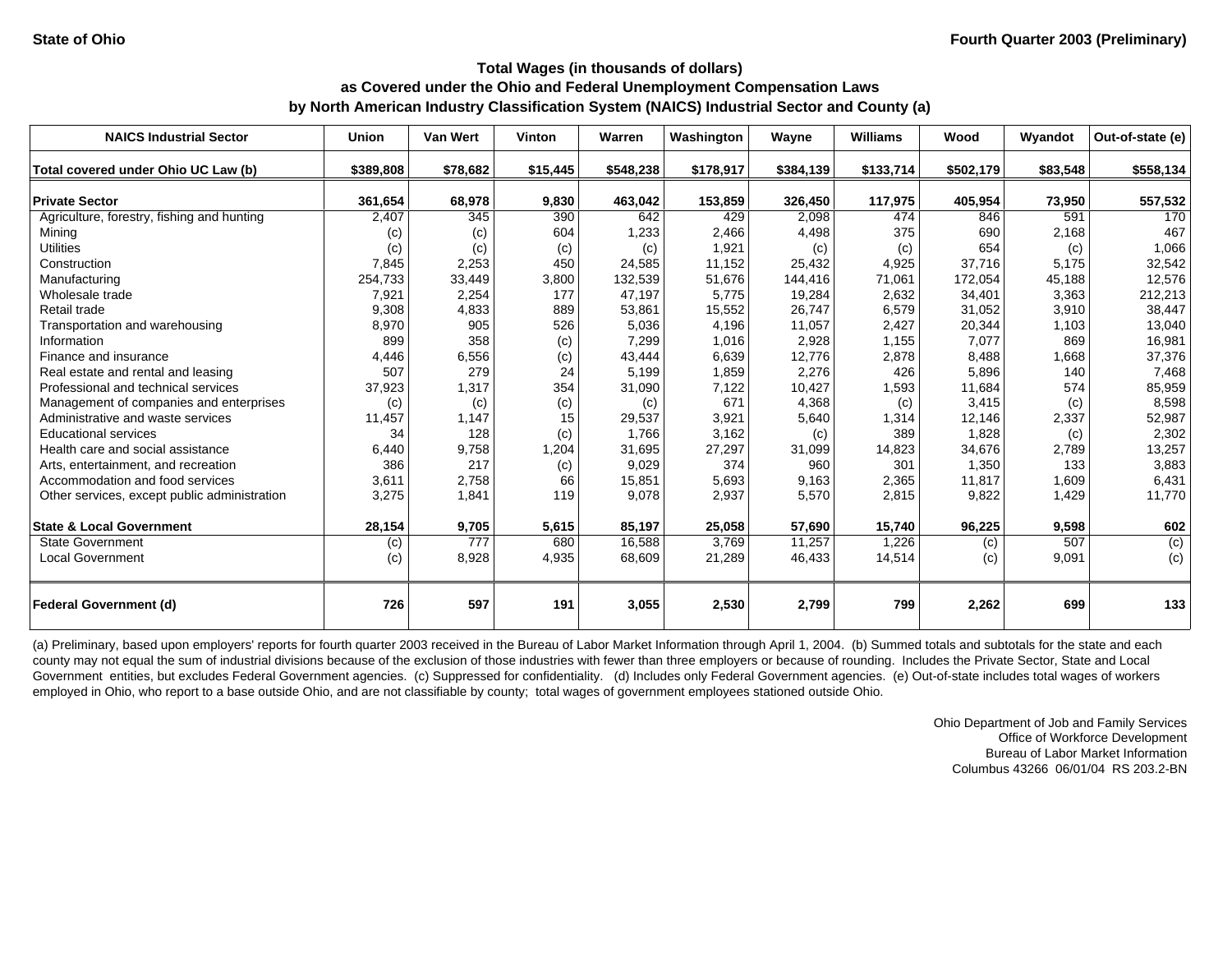State of Ohio

Fourth Quarter 2003 (Preliminary)

# Total Wages (in thousands of dollars) as Covered under the Ohio and Federal Unemployment Compensation Laws by North American Industry Classification System (NAICS) Industrial Sector and County (a)

| NAICS Industrial Sector | Union | Van Wert | Vinton | Warren | Washington | Wayne | Williams | Wood | Wyandot | Out-of-state (e) |
|---|---|---|---|---|---|---|---|---|---|---|
| **Total covered under Ohio UC Law (b)** | **$389,808** | **$78,682** | **$15,445** | **$548,238** | **$178,917** | **$384,139** | **$133,714** | **$502,179** | **$83,548** | **$558,134** |
| **Private Sector** | **361,654** | **68,978** | **9,830** | **463,042** | **153,859** | **326,450** | **117,975** | **405,954** | **73,950** | **557,532** |
| Agriculture, forestry, fishing and hunting | 2,407 | 345 | 390 | 642 | 429 | 2,098 | 474 | 846 | 591 | 170 |
| Mining | (c) | (c) | 604 | 1,233 | 2,466 | 4,498 | 375 | 690 | 2,168 | 467 |
| Utilities | (c) | (c) | (c) | (c) | 1,921 | (c) | (c) | 654 | (c) | 1,066 |
| Construction | 7,845 | 2,253 | 450 | 24,585 | 11,152 | 25,432 | 4,925 | 37,716 | 5,175 | 32,542 |
| Manufacturing | 254,733 | 33,449 | 3,800 | 132,539 | 51,676 | 144,416 | 71,061 | 172,054 | 45,188 | 12,576 |
| Wholesale trade | 7,921 | 2,254 | 177 | 47,197 | 5,775 | 19,284 | 2,632 | 34,401 | 3,363 | 212,213 |
| Retail trade | 9,308 | 4,833 | 889 | 53,861 | 15,552 | 26,747 | 6,579 | 31,052 | 3,910 | 38,447 |
| Transportation and warehousing | 8,970 | 905 | 526 | 5,036 | 4,196 | 11,057 | 2,427 | 20,344 | 1,103 | 13,040 |
| Information | 899 | 358 | (c) | 7,299 | 1,016 | 2,928 | 1,155 | 7,077 | 869 | 16,981 |
| Finance and insurance | 4,446 | 6,556 | (c) | 43,444 | 6,639 | 12,776 | 2,878 | 8,488 | 1,668 | 37,376 |
| Real estate and rental and leasing | 507 | 279 | 24 | 5,199 | 1,859 | 2,276 | 426 | 5,896 | 140 | 7,468 |
| Professional and technical services | 37,923 | 1,317 | 354 | 31,090 | 7,122 | 10,427 | 1,593 | 11,684 | 574 | 85,959 |
| Management of companies and enterprises | (c) | (c) | (c) | (c) | 671 | 4,368 | (c) | 3,415 | (c) | 8,598 |
| Administrative and waste services | 11,457 | 1,147 | 15 | 29,537 | 3,921 | 5,640 | 1,314 | 12,146 | 2,337 | 52,987 |
| Educational services | 34 | 128 | (c) | 1,766 | 3,162 | (c) | 389 | 1,828 | (c) | 2,302 |
| Health care and social assistance | 6,440 | 9,758 | 1,204 | 31,695 | 27,297 | 31,099 | 14,823 | 34,676 | 2,789 | 13,257 |
| Arts, entertainment, and recreation | 386 | 217 | (c) | 9,029 | 374 | 960 | 301 | 1,350 | 133 | 3,883 |
| Accommodation and food services | 3,611 | 2,758 | 66 | 15,851 | 5,693 | 9,163 | 2,365 | 11,817 | 1,609 | 6,431 |
| Other services, except public administration | 3,275 | 1,841 | 119 | 9,078 | 2,937 | 5,570 | 2,815 | 9,822 | 1,429 | 11,770 |
| **State & Local Government** | **28,154** | **9,705** | **5,615** | **85,197** | **25,058** | **57,690** | **15,740** | **96,225** | **9,598** | **602** |
| State Government | (c) | 777 | 680 | 16,588 | 3,769 | 11,257 | 1,226 | (c) | 507 | (c) |
| Local Government | (c) | 8,928 | 4,935 | 68,609 | 21,289 | 46,433 | 14,514 | (c) | 9,091 | (c) |
| **Federal Government (d)** | **726** | **597** | **191** | **3,055** | **2,530** | **2,799** | **799** | **2,262** | **699** | **133** |

(a) Preliminary, based upon employers' reports for fourth quarter 2003 received in the Bureau of Labor Market Information through April 1, 2004. (b) Summed totals and subtotals for the state and each county may not equal the sum of industrial divisions because of the exclusion of those industries with fewer than three employers or because of rounding. Includes the Private Sector, State and Local Government entities, but excludes Federal Government agencies. (c) Suppressed for confidentiality. (d) Includes only Federal Government agencies. (e) Out-of-state includes total wages of workers employed in Ohio, who report to a base outside Ohio, and are not classifiable by county; total wages of government employees stationed outside Ohio.

Ohio Department of Job and Family Services
Office of Workforce Development
Bureau of Labor Market Information
Columbus 43266 06/01/04 RS 203.2-BN